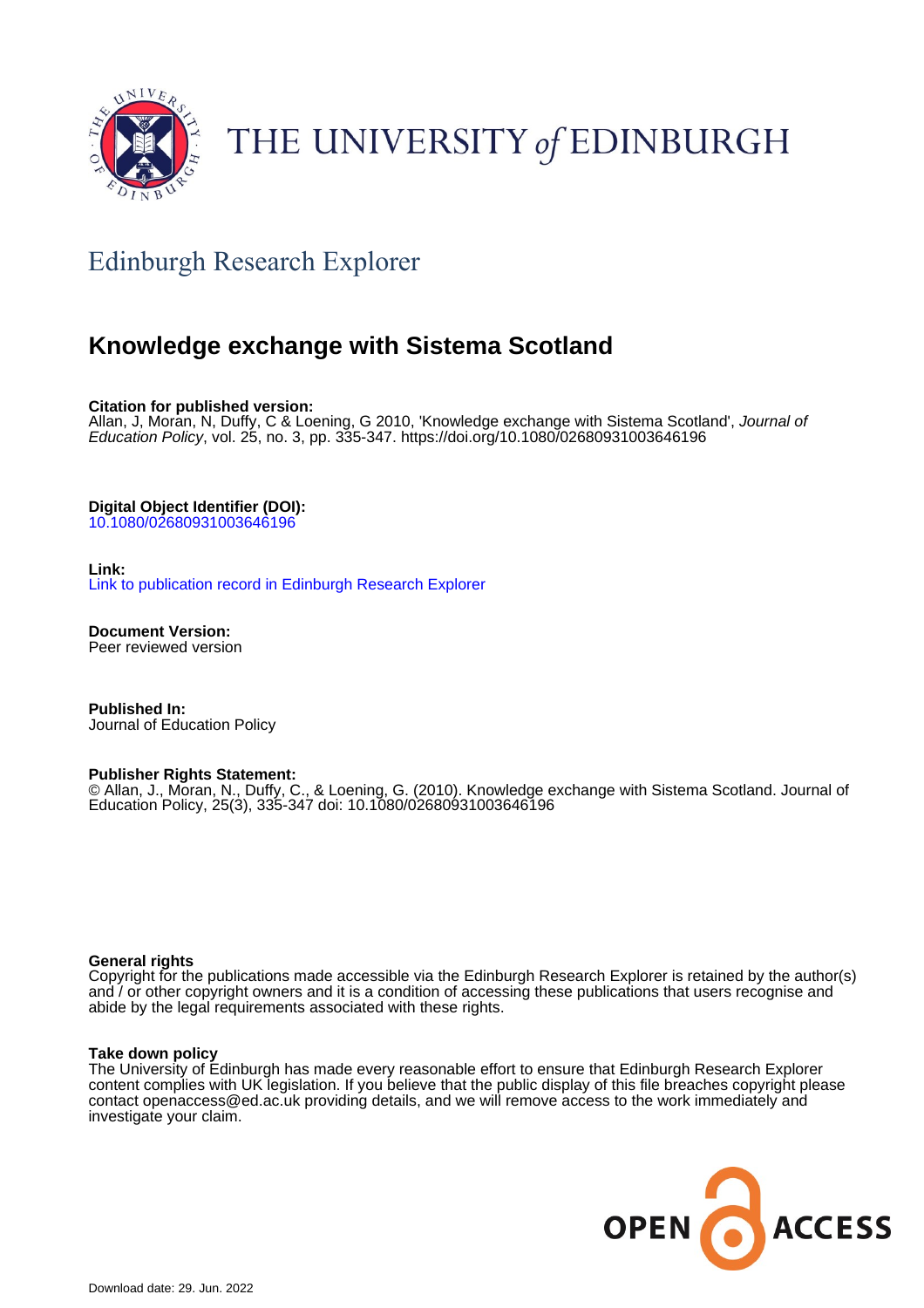THE UNIVERSITY *of* EDINBURGH

## Edinburgh Research Explorer

# Knowledge exchange with Sistema Scotland

**Citation for published version:**
Allan, J, Moran, N, Duffy, C & Loening, G 2010, 'Knowledge exchange with Sistema Scotland', *Journal of Education Policy*, vol. 25, no. 3, pp. 335-347. https://doi.org/10.1080/02680931003646196

**Digital Object Identifier (DOI):**
10.1080/02680931003646196

**Link:**
Link to publication record in Edinburgh Research Explorer

**Document Version:**
Peer reviewed version

**Published In:**
Journal of Education Policy

**Publisher Rights Statement:**
© Allan, J., Moran, N., Duffy, C., & Loening, G. (2010). Knowledge exchange with Sistema Scotland. Journal of Education Policy, 25(3), 335-347 doi: 10.1080/02680931003646196

**General rights**
Copyright for the publications made accessible via the Edinburgh Research Explorer is retained by the author(s) and / or other copyright owners and it is a condition of accessing these publications that users recognise and abide by the legal requirements associated with these rights.

**Take down policy**
The University of Edinburgh has made every reasonable effort to ensure that Edinburgh Research Explorer content complies with UK legislation. If you believe that the public display of this file breaches copyright please contact openaccess@ed.ac.uk providing details, and we will remove access to the work immediately and investigate your claim.

OPEN ACCESS

Download date: 29. Jun. 2022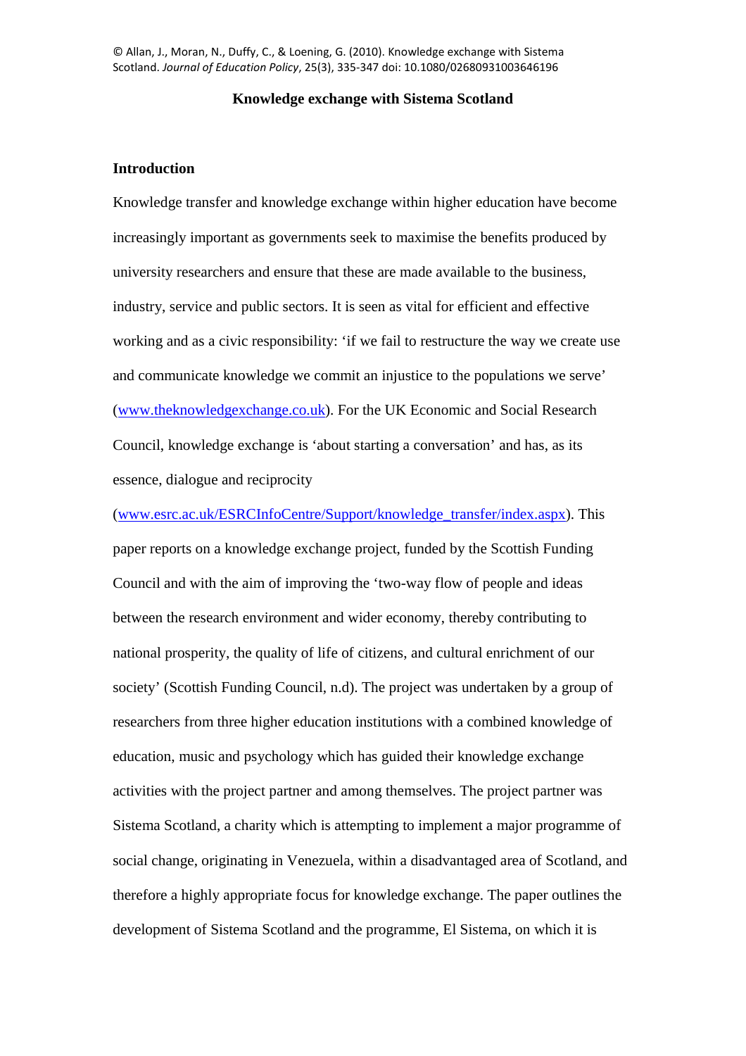© Allan, J., Moran, N., Duffy, C., & Loening, G. (2010). Knowledge exchange with Sistema Scotland. *Journal of Education Policy*, 25(3), 335-347 doi: 10.1080/02680931003646196

# Knowledge exchange with Sistema Scotland

## Introduction

Knowledge transfer and knowledge exchange within higher education have become increasingly important as governments seek to maximise the benefits produced by university researchers and ensure that these are made available to the business, industry, service and public sectors. It is seen as vital for efficient and effective working and as a civic responsibility: 'if we fail to restructure the way we create use and communicate knowledge we commit an injustice to the populations we serve' (www.theknowledgexchange.co.uk). For the UK Economic and Social Research Council, knowledge exchange is 'about starting a conversation' and has, as its essence, dialogue and reciprocity (www.esrc.ac.uk/ESRCInfoCentre/Support/knowledge_transfer/index.aspx). This paper reports on a knowledge exchange project, funded by the Scottish Funding Council and with the aim of improving the 'two-way flow of people and ideas between the research environment and wider economy, thereby contributing to national prosperity, the quality of life of citizens, and cultural enrichment of our society' (Scottish Funding Council, n.d). The project was undertaken by a group of researchers from three higher education institutions with a combined knowledge of education, music and psychology which has guided their knowledge exchange activities with the project partner and among themselves. The project partner was Sistema Scotland, a charity which is attempting to implement a major programme of social change, originating in Venezuela, within a disadvantaged area of Scotland, and therefore a highly appropriate focus for knowledge exchange. The paper outlines the development of Sistema Scotland and the programme, El Sistema, on which it is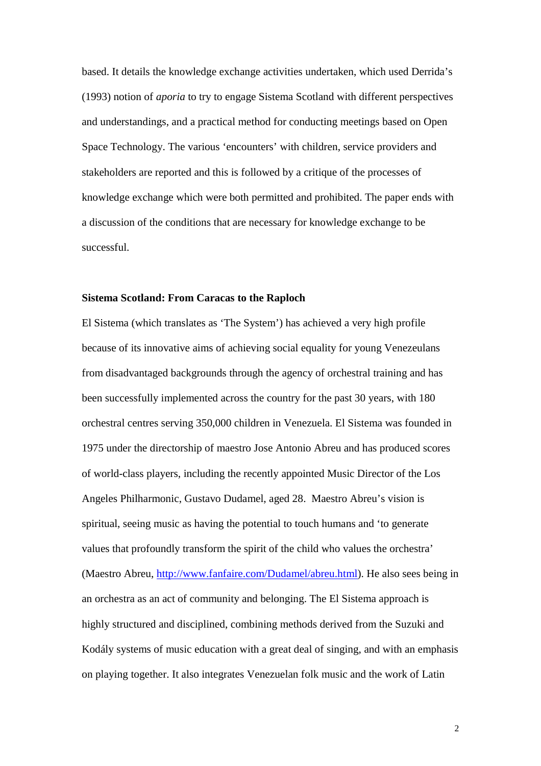based. It details the knowledge exchange activities undertaken, which used Derrida's (1993) notion of *aporia* to try to engage Sistema Scotland with different perspectives and understandings, and a practical method for conducting meetings based on Open Space Technology. The various 'encounters' with children, service providers and stakeholders are reported and this is followed by a critique of the processes of knowledge exchange which were both permitted and prohibited. The paper ends with a discussion of the conditions that are necessary for knowledge exchange to be successful.

**Sistema Scotland: From Caracas to the Raploch**

El Sistema (which translates as 'The System') has achieved a very high profile because of its innovative aims of achieving social equality for young Venezeulans from disadvantaged backgrounds through the agency of orchestral training and has been successfully implemented across the country for the past 30 years, with 180 orchestral centres serving 350,000 children in Venezuela. El Sistema was founded in 1975 under the directorship of maestro Jose Antonio Abreu and has produced scores of world-class players, including the recently appointed Music Director of the Los Angeles Philharmonic, Gustavo Dudamel, aged 28. Maestro Abreu's vision is spiritual, seeing music as having the potential to touch humans and 'to generate values that profoundly transform the spirit of the child who values the orchestra' (Maestro Abreu, http://www.fanfaire.com/Dudamel/abreu.html). He also sees being in an orchestra as an act of community and belonging. The El Sistema approach is highly structured and disciplined, combining methods derived from the Suzuki and Kodály systems of music education with a great deal of singing, and with an emphasis on playing together. It also integrates Venezuelan folk music and the work of Latin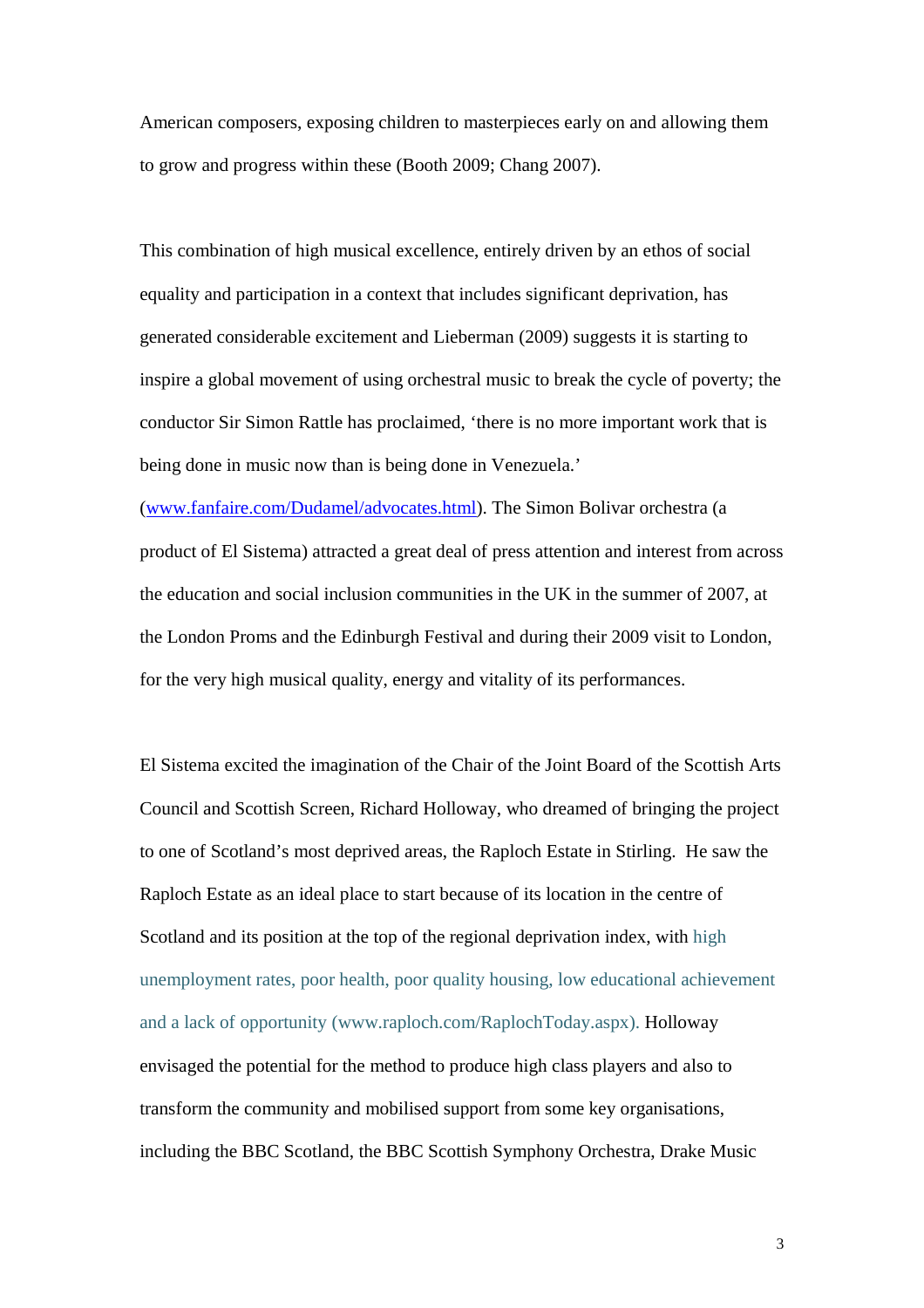American composers, exposing children to masterpieces early on and allowing them to grow and progress within these (Booth 2009; Chang 2007).

This combination of high musical excellence, entirely driven by an ethos of social equality and participation in a context that includes significant deprivation, has generated considerable excitement and Lieberman (2009) suggests it is starting to inspire a global movement of using orchestral music to break the cycle of poverty; the conductor Sir Simon Rattle has proclaimed, 'there is no more important work that is being done in music now than is being done in Venezuela.' (www.fanfaire.com/Dudamel/advocates.html). The Simon Bolivar orchestra (a product of El Sistema) attracted a great deal of press attention and interest from across the education and social inclusion communities in the UK in the summer of 2007, at the London Proms and the Edinburgh Festival and during their 2009 visit to London, for the very high musical quality, energy and vitality of its performances.

El Sistema excited the imagination of the Chair of the Joint Board of the Scottish Arts Council and Scottish Screen, Richard Holloway, who dreamed of bringing the project to one of Scotland's most deprived areas, the Raploch Estate in Stirling. He saw the Raploch Estate as an ideal place to start because of its location in the centre of Scotland and its position at the top of the regional deprivation index, with high unemployment rates, poor health, poor quality housing, low educational achievement and a lack of opportunity (www.raploch.com/RaplochToday.aspx). Holloway envisaged the potential for the method to produce high class players and also to transform the community and mobilised support from some key organisations, including the BBC Scotland, the BBC Scottish Symphony Orchestra, Drake Music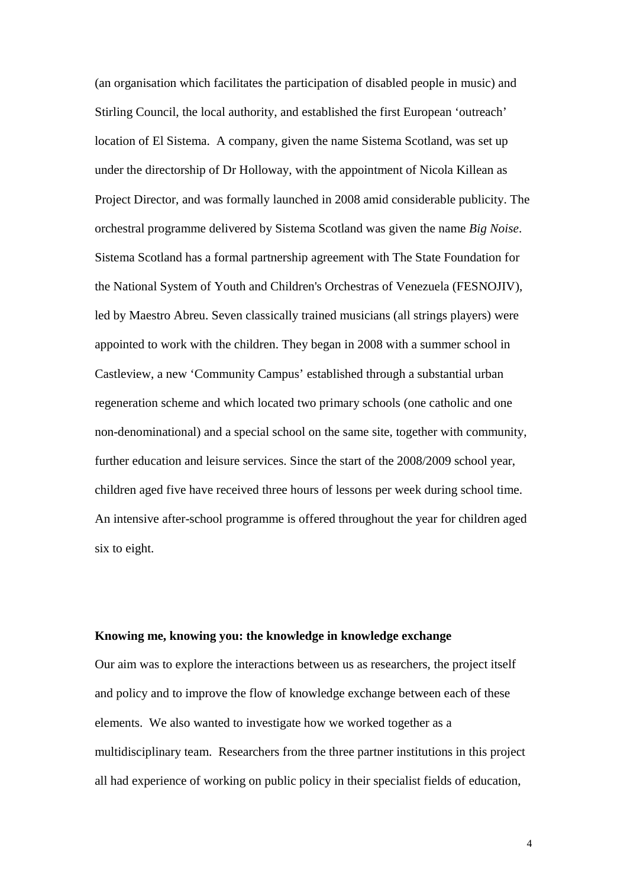(an organisation which facilitates the participation of disabled people in music) and Stirling Council, the local authority, and established the first European 'outreach' location of El Sistema. A company, given the name Sistema Scotland, was set up under the directorship of Dr Holloway, with the appointment of Nicola Killean as Project Director, and was formally launched in 2008 amid considerable publicity. The orchestral programme delivered by Sistema Scotland was given the name *Big Noise*. Sistema Scotland has a formal partnership agreement with The State Foundation for the National System of Youth and Children's Orchestras of Venezuela (FESNOJIV), led by Maestro Abreu. Seven classically trained musicians (all strings players) were appointed to work with the children. They began in 2008 with a summer school in Castleview, a new 'Community Campus' established through a substantial urban regeneration scheme and which located two primary schools (one catholic and one non-denominational) and a special school on the same site, together with community, further education and leisure services. Since the start of the 2008/2009 school year, children aged five have received three hours of lessons per week during school time. An intensive after-school programme is offered throughout the year for children aged six to eight.

**Knowing me, knowing you: the knowledge in knowledge exchange**

Our aim was to explore the interactions between us as researchers, the project itself and policy and to improve the flow of knowledge exchange between each of these elements. We also wanted to investigate how we worked together as a multidisciplinary team. Researchers from the three partner institutions in this project all had experience of working on public policy in their specialist fields of education,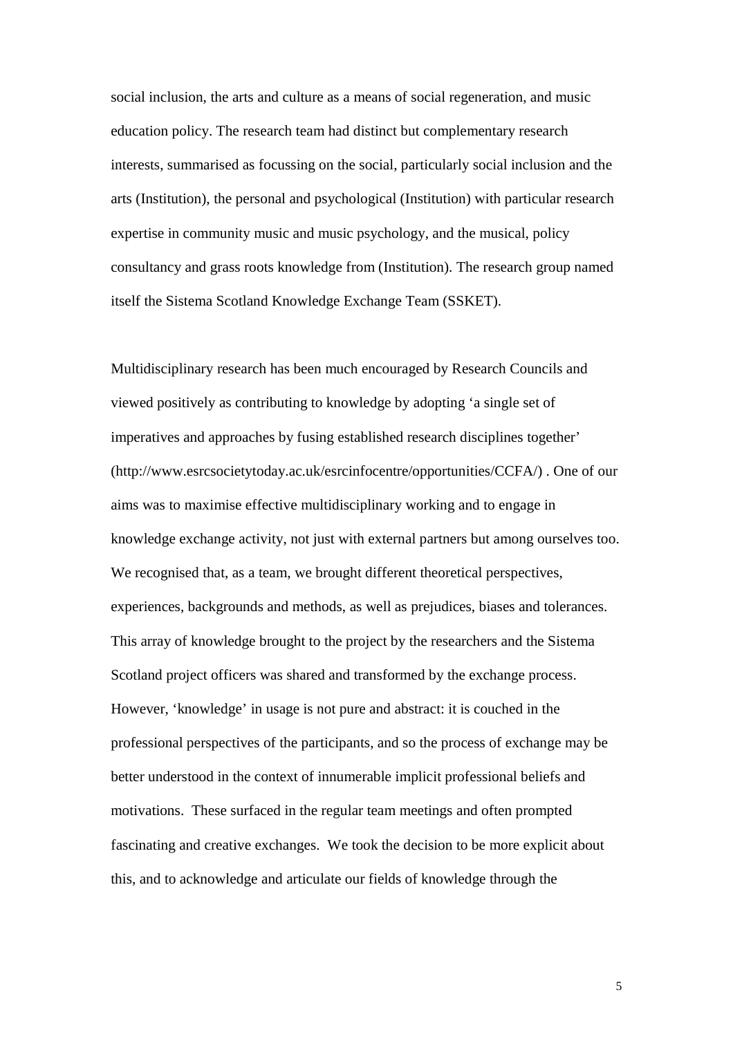social inclusion, the arts and culture as a means of social regeneration, and music education policy. The research team had distinct but complementary research interests, summarised as focussing on the social, particularly social inclusion and the arts (Institution), the personal and psychological (Institution) with particular research expertise in community music and music psychology, and the musical, policy consultancy and grass roots knowledge from (Institution). The research group named itself the Sistema Scotland Knowledge Exchange Team (SSKET).

Multidisciplinary research has been much encouraged by Research Councils and viewed positively as contributing to knowledge by adopting 'a single set of imperatives and approaches by fusing established research disciplines together' (http://www.esrcsocietytoday.ac.uk/esrcinfocentre/opportunities/CCFA/) . One of our aims was to maximise effective multidisciplinary working and to engage in knowledge exchange activity, not just with external partners but among ourselves too. We recognised that, as a team, we brought different theoretical perspectives, experiences, backgrounds and methods, as well as prejudices, biases and tolerances. This array of knowledge brought to the project by the researchers and the Sistema Scotland project officers was shared and transformed by the exchange process. However, 'knowledge' in usage is not pure and abstract: it is couched in the professional perspectives of the participants, and so the process of exchange may be better understood in the context of innumerable implicit professional beliefs and motivations. These surfaced in the regular team meetings and often prompted fascinating and creative exchanges. We took the decision to be more explicit about this, and to acknowledge and articulate our fields of knowledge through the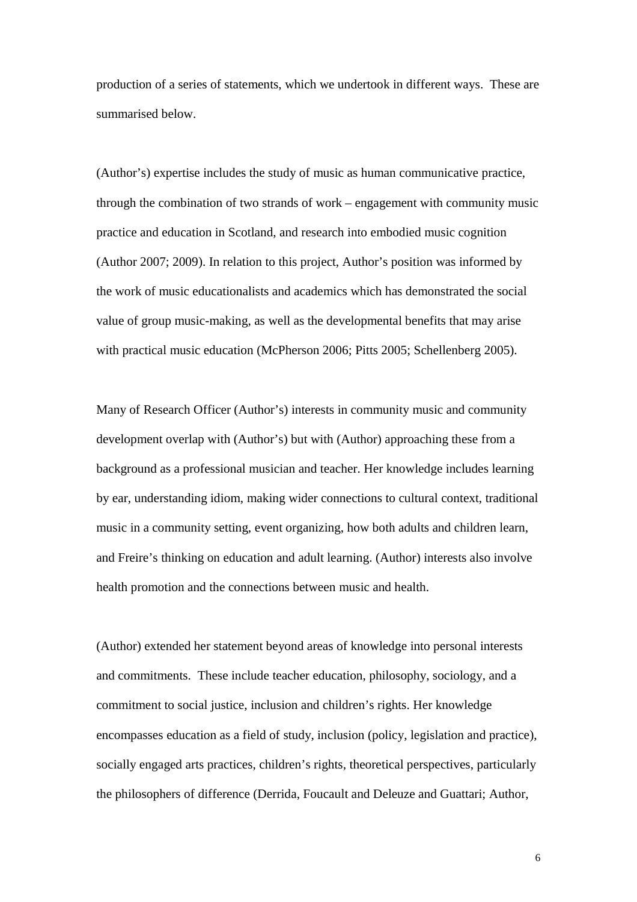production of a series of statements, which we undertook in different ways. These are summarised below.

(Author's) expertise includes the study of music as human communicative practice, through the combination of two strands of work – engagement with community music practice and education in Scotland, and research into embodied music cognition (Author 2007; 2009). In relation to this project, Author's position was informed by the work of music educationalists and academics which has demonstrated the social value of group music-making, as well as the developmental benefits that may arise with practical music education (McPherson 2006; Pitts 2005; Schellenberg 2005).

Many of Research Officer (Author's) interests in community music and community development overlap with (Author's) but with (Author) approaching these from a background as a professional musician and teacher. Her knowledge includes learning by ear, understanding idiom, making wider connections to cultural context, traditional music in a community setting, event organizing, how both adults and children learn, and Freire's thinking on education and adult learning. (Author) interests also involve health promotion and the connections between music and health.

(Author) extended her statement beyond areas of knowledge into personal interests and commitments. These include teacher education, philosophy, sociology, and a commitment to social justice, inclusion and children's rights. Her knowledge encompasses education as a field of study, inclusion (policy, legislation and practice), socially engaged arts practices, children's rights, theoretical perspectives, particularly the philosophers of difference (Derrida, Foucault and Deleuze and Guattari; Author,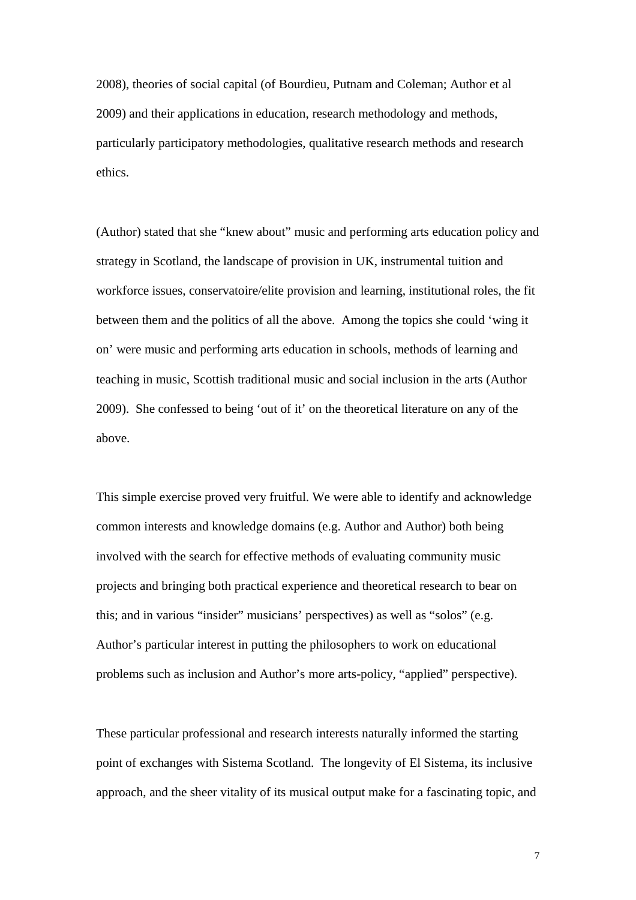2008), theories of social capital (of Bourdieu, Putnam and Coleman; Author et al 2009) and their applications in education, research methodology and methods, particularly participatory methodologies, qualitative research methods and research ethics.

(Author) stated that she "knew about" music and performing arts education policy and strategy in Scotland, the landscape of provision in UK, instrumental tuition and workforce issues, conservatoire/elite provision and learning, institutional roles, the fit between them and the politics of all the above. Among the topics she could 'wing it on' were music and performing arts education in schools, methods of learning and teaching in music, Scottish traditional music and social inclusion in the arts (Author 2009). She confessed to being 'out of it' on the theoretical literature on any of the above.

This simple exercise proved very fruitful. We were able to identify and acknowledge common interests and knowledge domains (e.g. Author and Author) both being involved with the search for effective methods of evaluating community music projects and bringing both practical experience and theoretical research to bear on this; and in various "insider" musicians' perspectives) as well as "solos" (e.g. Author's particular interest in putting the philosophers to work on educational problems such as inclusion and Author's more arts-policy, "applied" perspective).

These particular professional and research interests naturally informed the starting point of exchanges with Sistema Scotland. The longevity of El Sistema, its inclusive approach, and the sheer vitality of its musical output make for a fascinating topic, and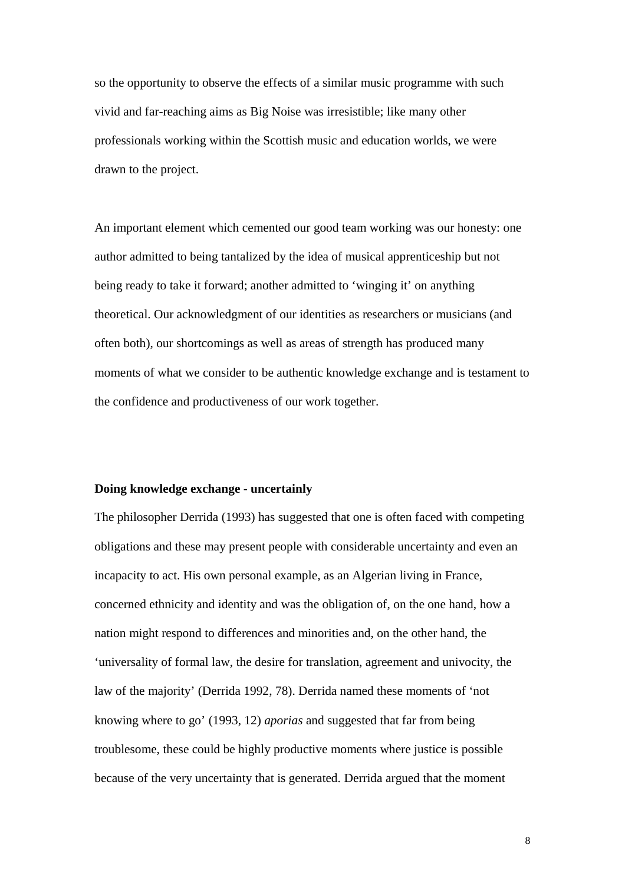so the opportunity to observe the effects of a similar music programme with such vivid and far-reaching aims as Big Noise was irresistible; like many other professionals working within the Scottish music and education worlds, we were drawn to the project.

An important element which cemented our good team working was our honesty: one author admitted to being tantalized by the idea of musical apprenticeship but not being ready to take it forward; another admitted to 'winging it' on anything theoretical. Our acknowledgment of our identities as researchers or musicians (and often both), our shortcomings as well as areas of strength has produced many moments of what we consider to be authentic knowledge exchange and is testament to the confidence and productiveness of our work together.

**Doing knowledge exchange - uncertainly**

The philosopher Derrida (1993) has suggested that one is often faced with competing obligations and these may present people with considerable uncertainty and even an incapacity to act. His own personal example, as an Algerian living in France, concerned ethnicity and identity and was the obligation of, on the one hand, how a nation might respond to differences and minorities and, on the other hand, the 'universality of formal law, the desire for translation, agreement and univocity, the law of the majority' (Derrida 1992, 78). Derrida named these moments of 'not knowing where to go' (1993, 12) *aporias* and suggested that far from being troublesome, these could be highly productive moments where justice is possible because of the very uncertainty that is generated. Derrida argued that the moment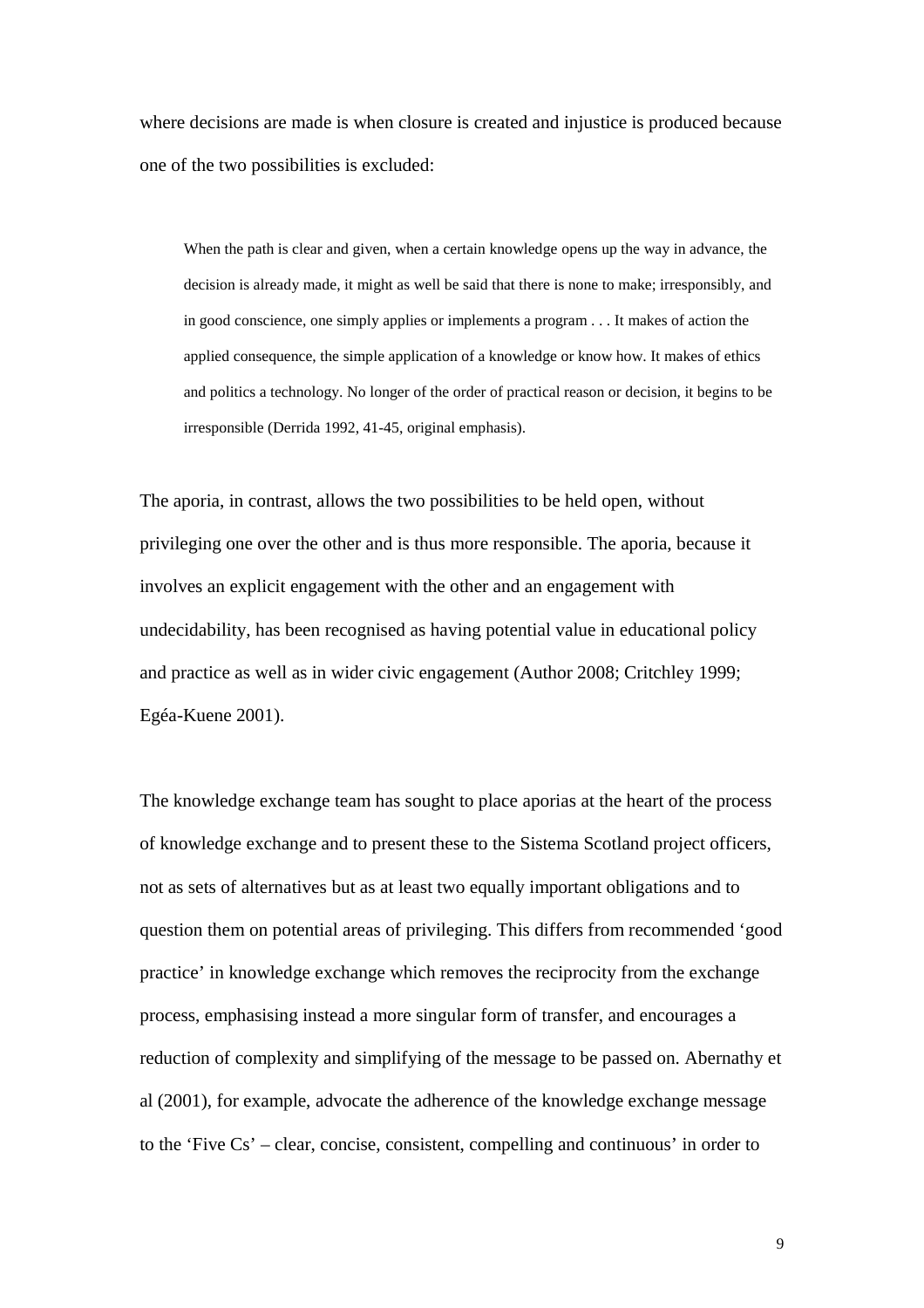where decisions are made is when closure is created and injustice is produced because one of the two possibilities is excluded:

> When the path is clear and given, when a certain knowledge opens up the way in advance, the decision is already made, it might as well be said that there is none to make; irresponsibly, and in good conscience, one simply applies or implements a program . . . It makes of action the applied consequence, the simple application of a knowledge or know how. It makes of ethics and politics a technology. No longer of the order of practical reason or decision, it begins to be irresponsible (Derrida 1992, 41-45, original emphasis).

The aporia, in contrast, allows the two possibilities to be held open, without privileging one over the other and is thus more responsible. The aporia, because it involves an explicit engagement with the other and an engagement with undecidability, has been recognised as having potential value in educational policy and practice as well as in wider civic engagement (Author 2008; Critchley 1999; Egéa-Kuene 2001).

The knowledge exchange team has sought to place aporias at the heart of the process of knowledge exchange and to present these to the Sistema Scotland project officers, not as sets of alternatives but as at least two equally important obligations and to question them on potential areas of privileging. This differs from recommended 'good practice' in knowledge exchange which removes the reciprocity from the exchange process, emphasising instead a more singular form of transfer, and encourages a reduction of complexity and simplifying of the message to be passed on. Abernathy et al (2001), for example, advocate the adherence of the knowledge exchange message to the 'Five Cs' – clear, concise, consistent, compelling and continuous' in order to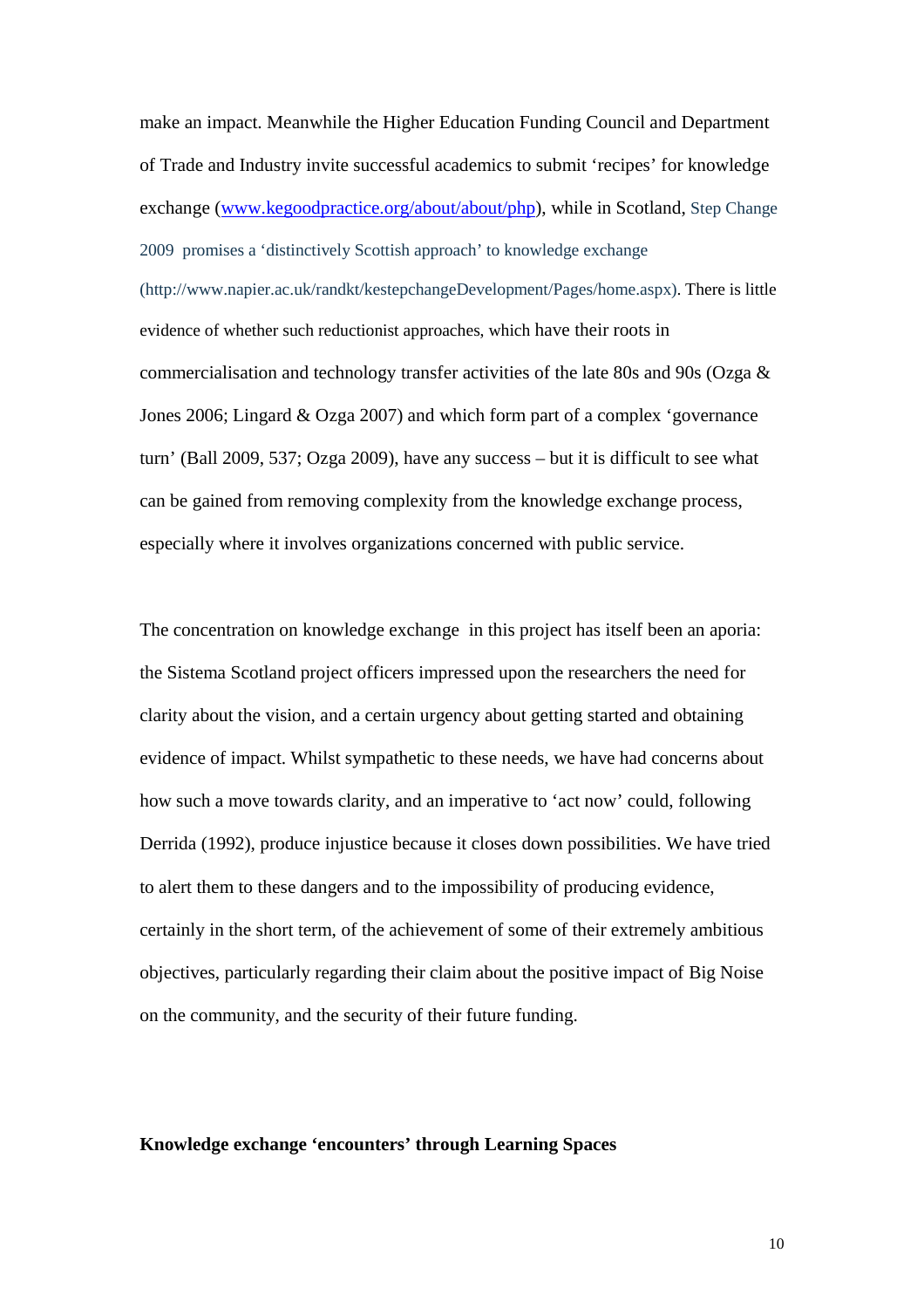make an impact. Meanwhile the Higher Education Funding Council and Department of Trade and Industry invite successful academics to submit 'recipes' for knowledge exchange (www.kegoodpractice.org/about/about/php), while in Scotland, Step Change 2009 promises a 'distinctively Scottish approach' to knowledge exchange (http://www.napier.ac.uk/randkt/kestepchangeDevelopment/Pages/home.aspx). There is little evidence of whether such reductionist approaches, which have their roots in commercialisation and technology transfer activities of the late 80s and 90s (Ozga & Jones 2006; Lingard & Ozga 2007) and which form part of a complex 'governance turn' (Ball 2009, 537; Ozga 2009), have any success – but it is difficult to see what can be gained from removing complexity from the knowledge exchange process, especially where it involves organizations concerned with public service.

The concentration on knowledge exchange in this project has itself been an aporia: the Sistema Scotland project officers impressed upon the researchers the need for clarity about the vision, and a certain urgency about getting started and obtaining evidence of impact. Whilst sympathetic to these needs, we have had concerns about how such a move towards clarity, and an imperative to 'act now' could, following Derrida (1992), produce injustice because it closes down possibilities. We have tried to alert them to these dangers and to the impossibility of producing evidence, certainly in the short term, of the achievement of some of their extremely ambitious objectives, particularly regarding their claim about the positive impact of Big Noise on the community, and the security of their future funding.

**Knowledge exchange 'encounters' through Learning Spaces**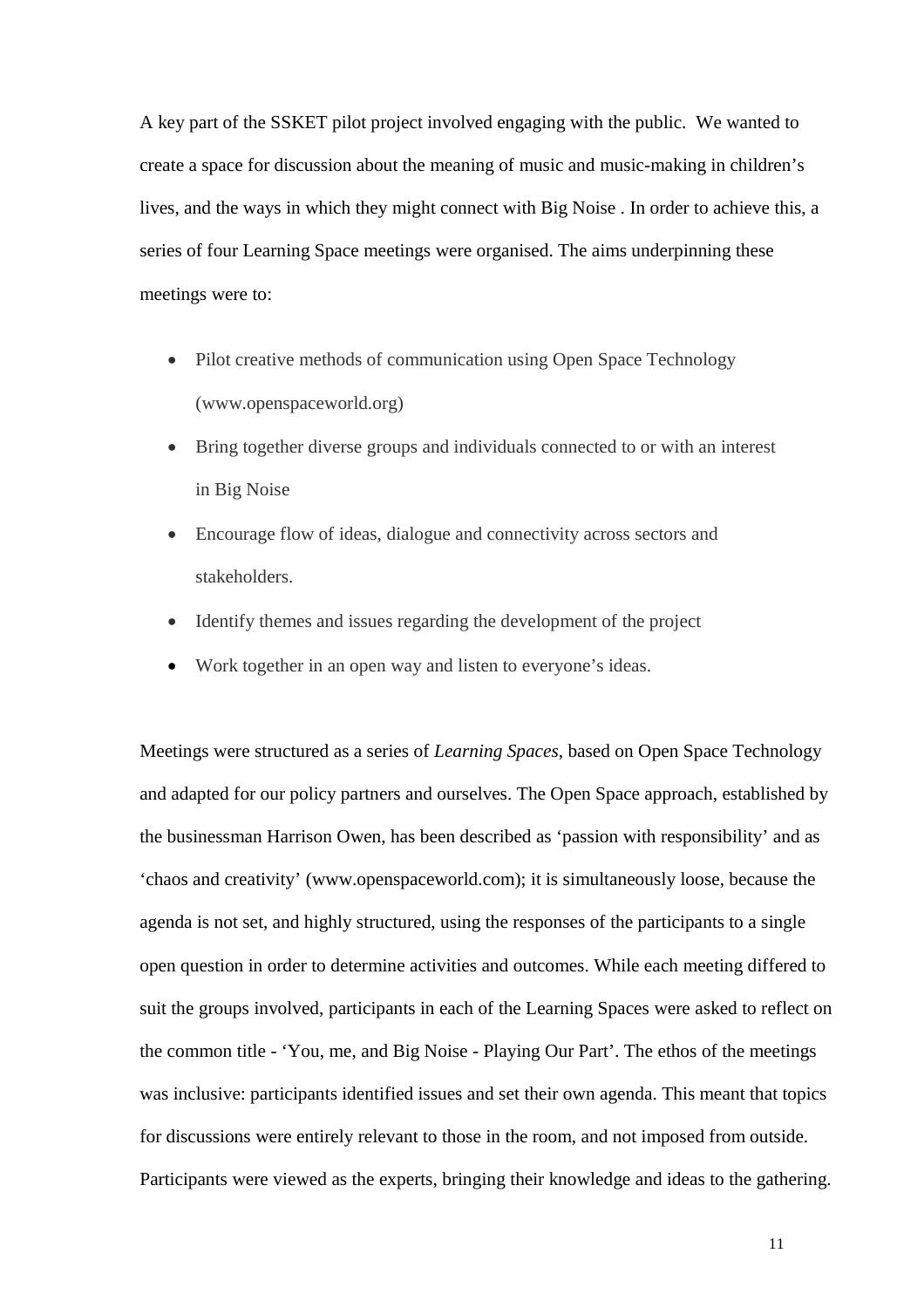A key part of the SSKET pilot project involved engaging with the public. We wanted to create a space for discussion about the meaning of music and music-making in children's lives, and the ways in which they might connect with Big Noise . In order to achieve this, a series of four Learning Space meetings were organised. The aims underpinning these meetings were to:

- Pilot creative methods of communication using Open Space Technology (www.openspaceworld.org)
- Bring together diverse groups and individuals connected to or with an interest in Big Noise
- Encourage flow of ideas, dialogue and connectivity across sectors and stakeholders.
- Identify themes and issues regarding the development of the project
- Work together in an open way and listen to everyone's ideas.

Meetings were structured as a series of *Learning Spaces*, based on Open Space Technology and adapted for our policy partners and ourselves. The Open Space approach, established by the businessman Harrison Owen, has been described as 'passion with responsibility' and as 'chaos and creativity' (www.openspaceworld.com); it is simultaneously loose, because the agenda is not set, and highly structured, using the responses of the participants to a single open question in order to determine activities and outcomes. While each meeting differed to suit the groups involved, participants in each of the Learning Spaces were asked to reflect on the common title - 'You, me, and Big Noise - Playing Our Part'. The ethos of the meetings was inclusive: participants identified issues and set their own agenda. This meant that topics for discussions were entirely relevant to those in the room, and not imposed from outside. Participants were viewed as the experts, bringing their knowledge and ideas to the gathering.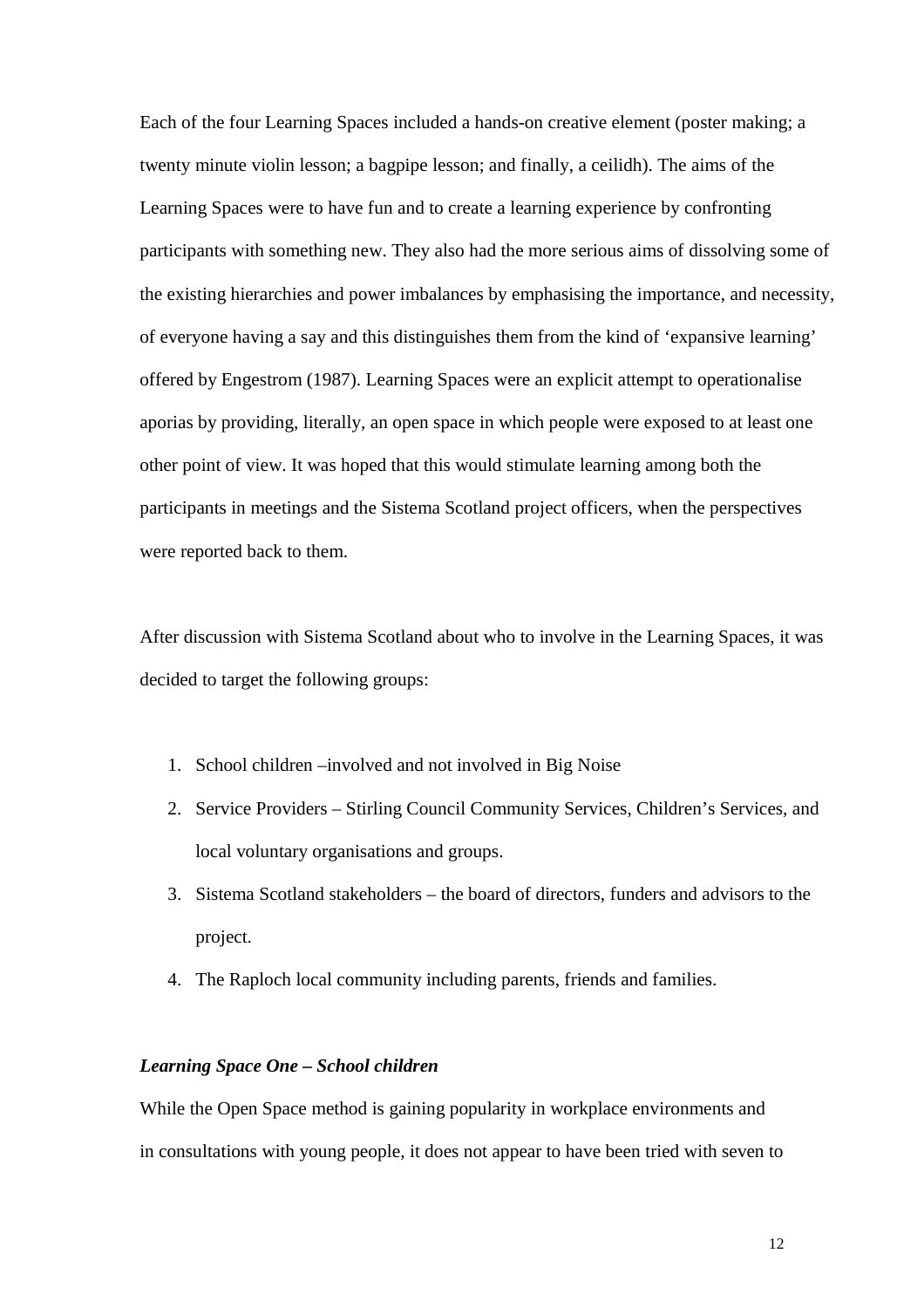Each of the four Learning Spaces included a hands-on creative element (poster making; a twenty minute violin lesson; a bagpipe lesson; and finally, a ceilidh). The aims of the Learning Spaces were to have fun and to create a learning experience by confronting participants with something new. They also had the more serious aims of dissolving some of the existing hierarchies and power imbalances by emphasising the importance, and necessity, of everyone having a say and this distinguishes them from the kind of 'expansive learning' offered by Engestrom (1987). Learning Spaces were an explicit attempt to operationalise aporias by providing, literally, an open space in which people were exposed to at least one other point of view. It was hoped that this would stimulate learning among both the participants in meetings and the Sistema Scotland project officers, when the perspectives were reported back to them.

After discussion with Sistema Scotland about who to involve in the Learning Spaces, it was decided to target the following groups:

1. School children –involved and not involved in Big Noise
2. Service Providers – Stirling Council Community Services, Children's Services, and local voluntary organisations and groups.
3. Sistema Scotland stakeholders – the board of directors, funders and advisors to the project.
4. The Raploch local community including parents, friends and families.

***Learning Space One – School children***

While the Open Space method is gaining popularity in workplace environments and in consultations with young people, it does not appear to have been tried with seven to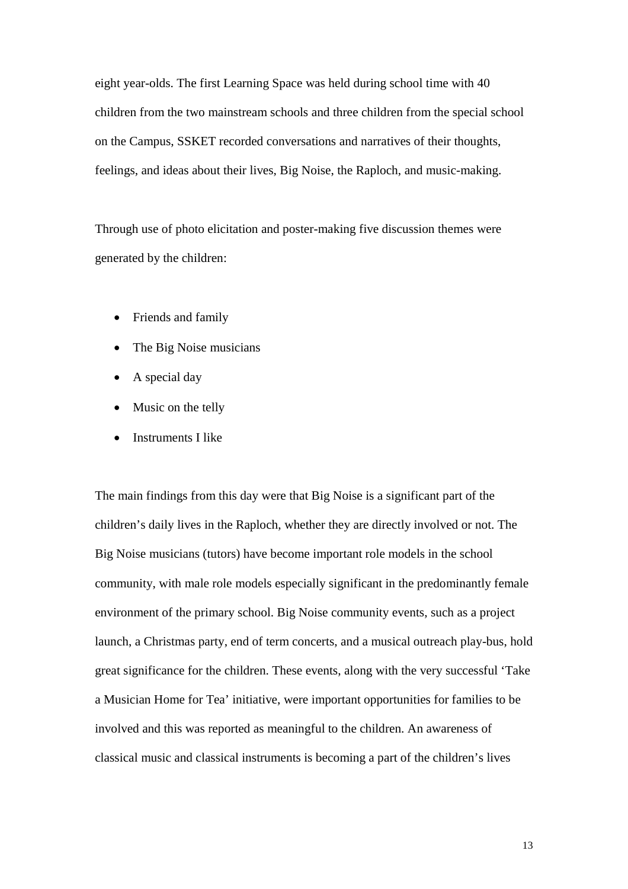eight year-olds. The first Learning Space was held during school time with 40 children from the two mainstream schools and three children from the special school on the Campus, SSKET recorded conversations and narratives of their thoughts, feelings, and ideas about their lives, Big Noise, the Raploch, and music-making.

Through use of photo elicitation and poster-making five discussion themes were generated by the children:

- Friends and family
- The Big Noise musicians
- A special day
- Music on the telly
- Instruments I like

The main findings from this day were that Big Noise is a significant part of the children's daily lives in the Raploch, whether they are directly involved or not. The Big Noise musicians (tutors) have become important role models in the school community, with male role models especially significant in the predominantly female environment of the primary school. Big Noise community events, such as a project launch, a Christmas party, end of term concerts, and a musical outreach play-bus, hold great significance for the children. These events, along with the very successful 'Take a Musician Home for Tea' initiative, were important opportunities for families to be involved and this was reported as meaningful to the children. An awareness of classical music and classical instruments is becoming a part of the children's lives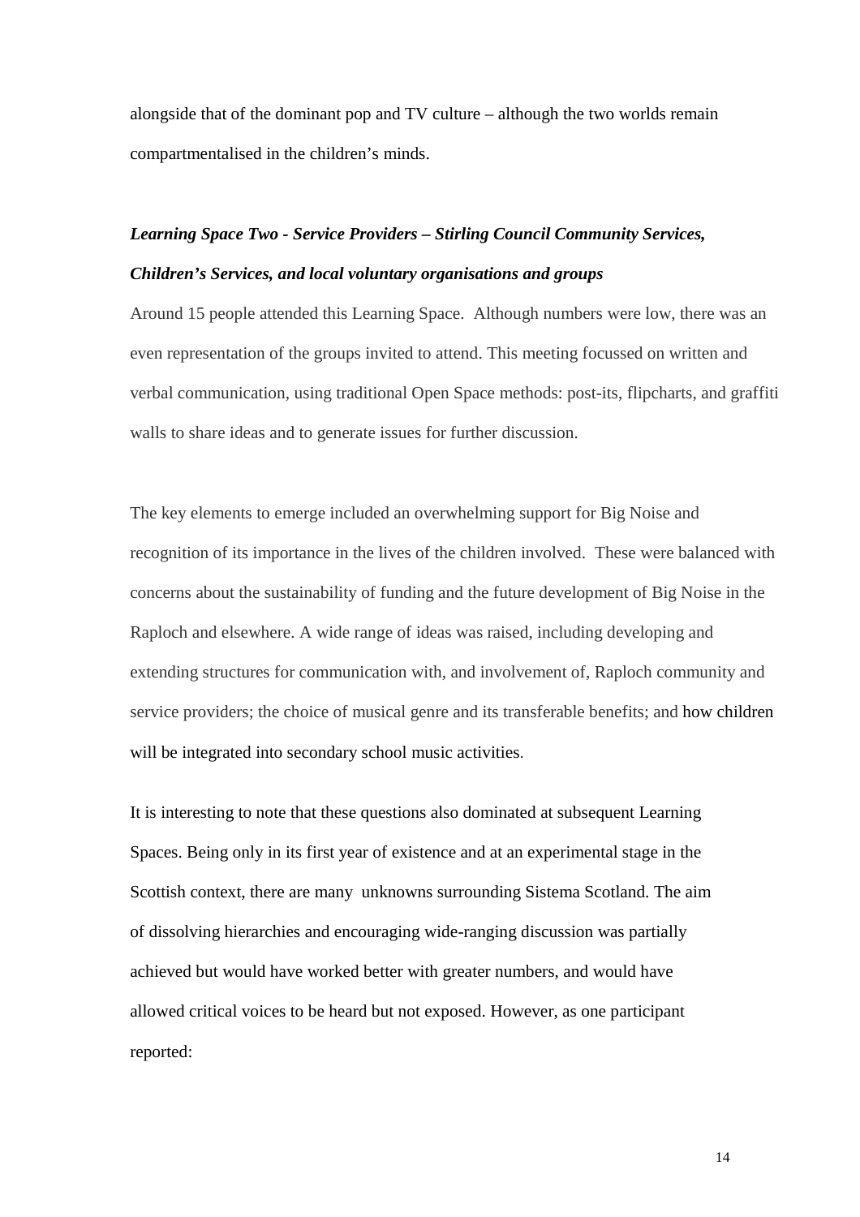alongside that of the dominant pop and TV culture – although the two worlds remain compartmentalised in the children's minds.

***Learning Space Two - Service Providers – Stirling Council Community Services, Children's Services, and local voluntary organisations and groups***

Around 15 people attended this Learning Space. Although numbers were low, there was an even representation of the groups invited to attend. This meeting focussed on written and verbal communication, using traditional Open Space methods: post-its, flipcharts, and graffiti walls to share ideas and to generate issues for further discussion.

The key elements to emerge included an overwhelming support for Big Noise and recognition of its importance in the lives of the children involved. These were balanced with concerns about the sustainability of funding and the future development of Big Noise in the Raploch and elsewhere. A wide range of ideas was raised, including developing and extending structures for communication with, and involvement of, Raploch community and service providers; the choice of musical genre and its transferable benefits; and how children will be integrated into secondary school music activities.

It is interesting to note that these questions also dominated at subsequent Learning Spaces. Being only in its first year of existence and at an experimental stage in the Scottish context, there are many unknowns surrounding Sistema Scotland. The aim of dissolving hierarchies and encouraging wide-ranging discussion was partially achieved but would have worked better with greater numbers, and would have allowed critical voices to be heard but not exposed. However, as one participant reported: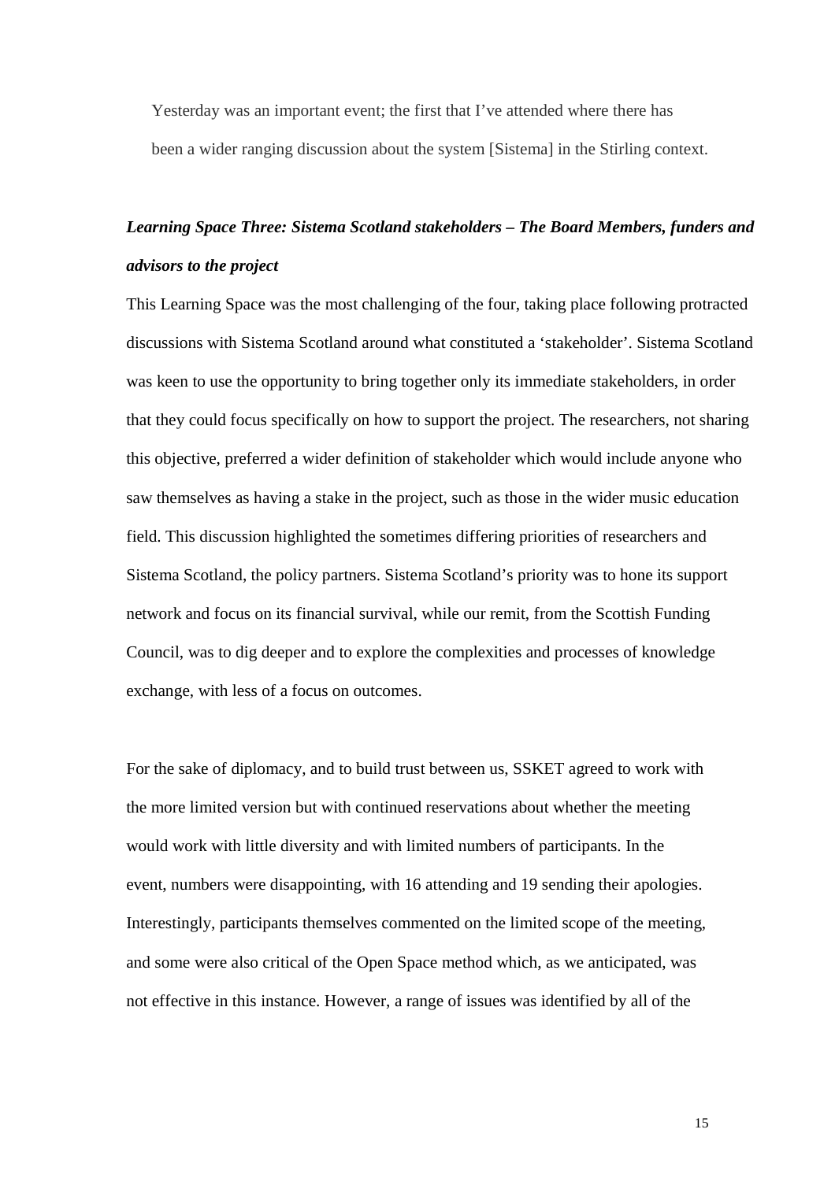> Yesterday was an important event; the first that I've attended where there has been a wider ranging discussion about the system [Sistema] in the Stirling context.

***Learning Space Three: Sistema Scotland stakeholders – The Board Members, funders and advisors to the project***

This Learning Space was the most challenging of the four, taking place following protracted discussions with Sistema Scotland around what constituted a 'stakeholder'. Sistema Scotland was keen to use the opportunity to bring together only its immediate stakeholders, in order that they could focus specifically on how to support the project. The researchers, not sharing this objective, preferred a wider definition of stakeholder which would include anyone who saw themselves as having a stake in the project, such as those in the wider music education field. This discussion highlighted the sometimes differing priorities of researchers and Sistema Scotland, the policy partners. Sistema Scotland's priority was to hone its support network and focus on its financial survival, while our remit, from the Scottish Funding Council, was to dig deeper and to explore the complexities and processes of knowledge exchange, with less of a focus on outcomes.

For the sake of diplomacy, and to build trust between us, SSKET agreed to work with the more limited version but with continued reservations about whether the meeting would work with little diversity and with limited numbers of participants. In the event, numbers were disappointing, with 16 attending and 19 sending their apologies. Interestingly, participants themselves commented on the limited scope of the meeting, and some were also critical of the Open Space method which, as we anticipated, was not effective in this instance. However, a range of issues was identified by all of the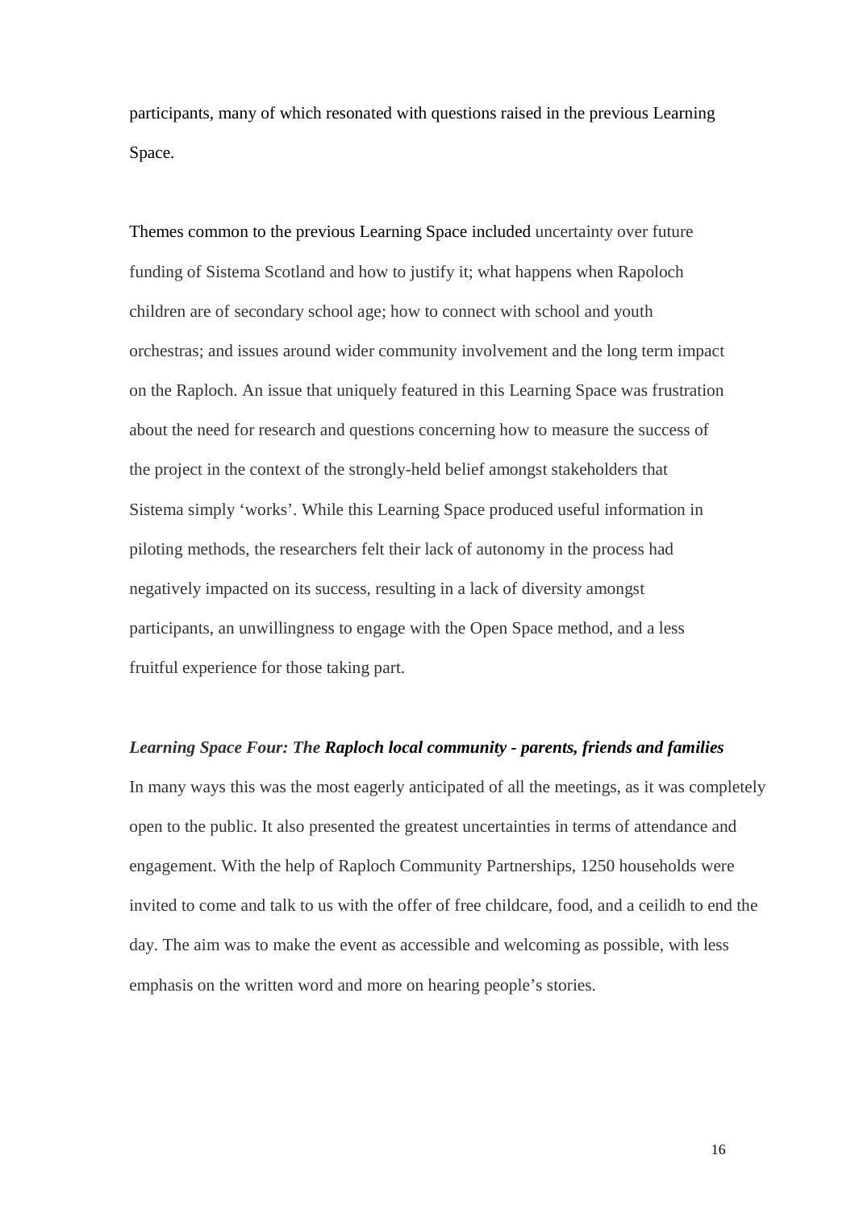participants, many of which resonated with questions raised in the previous Learning Space.

Themes common to the previous Learning Space included uncertainty over future funding of Sistema Scotland and how to justify it; what happens when Rapoloch children are of secondary school age; how to connect with school and youth orchestras; and issues around wider community involvement and the long term impact on the Raploch. An issue that uniquely featured in this Learning Space was frustration about the need for research and questions concerning how to measure the success of the project in the context of the strongly-held belief amongst stakeholders that Sistema simply 'works'. While this Learning Space produced useful information in piloting methods, the researchers felt their lack of autonomy in the process had negatively impacted on its success, resulting in a lack of diversity amongst participants, an unwillingness to engage with the Open Space method, and a less fruitful experience for those taking part.

***Learning Space Four: The Raploch local community - parents, friends and families***

In many ways this was the most eagerly anticipated of all the meetings, as it was completely open to the public. It also presented the greatest uncertainties in terms of attendance and engagement. With the help of Raploch Community Partnerships, 1250 households were invited to come and talk to us with the offer of free childcare, food, and a ceilidh to end the day. The aim was to make the event as accessible and welcoming as possible, with less emphasis on the written word and more on hearing people's stories.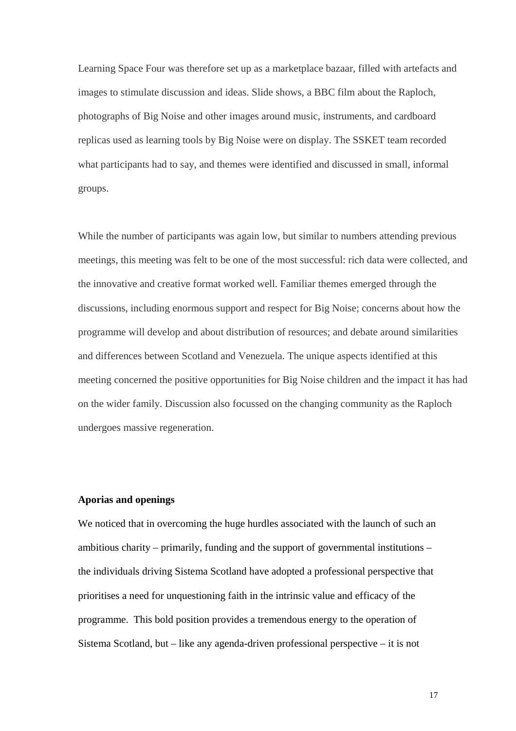Learning Space Four was therefore set up as a marketplace bazaar, filled with artefacts and images to stimulate discussion and ideas. Slide shows, a BBC film about the Raploch, photographs of Big Noise and other images around music, instruments, and cardboard replicas used as learning tools by Big Noise were on display. The SSKET team recorded what participants had to say, and themes were identified and discussed in small, informal groups.

While the number of participants was again low, but similar to numbers attending previous meetings, this meeting was felt to be one of the most successful: rich data were collected, and the innovative and creative format worked well. Familiar themes emerged through the discussions, including enormous support and respect for Big Noise; concerns about how the programme will develop and about distribution of resources; and debate around similarities and differences between Scotland and Venezuela. The unique aspects identified at this meeting concerned the positive opportunities for Big Noise children and the impact it has had on the wider family. Discussion also focussed on the changing community as the Raploch undergoes massive regeneration.

**Aporias and openings**

We noticed that in overcoming the huge hurdles associated with the launch of such an ambitious charity – primarily, funding and the support of governmental institutions – the individuals driving Sistema Scotland have adopted a professional perspective that prioritises a need for unquestioning faith in the intrinsic value and efficacy of the programme. This bold position provides a tremendous energy to the operation of Sistema Scotland, but – like any agenda-driven professional perspective – it is not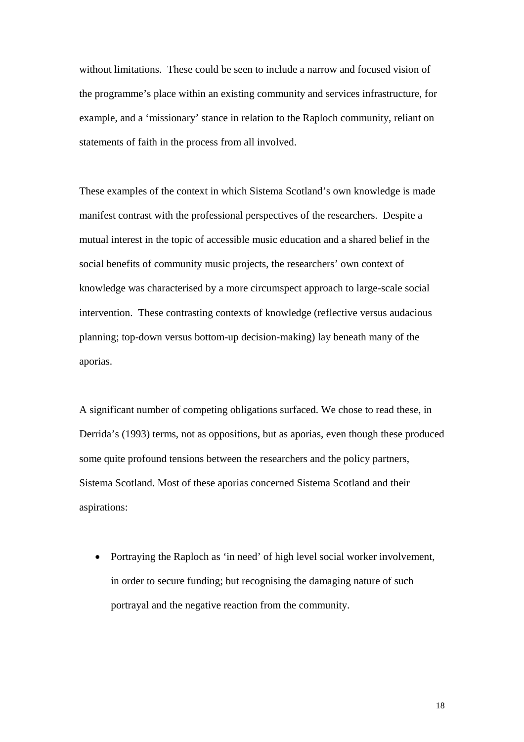without limitations. These could be seen to include a narrow and focused vision of the programme's place within an existing community and services infrastructure, for example, and a 'missionary' stance in relation to the Raploch community, reliant on statements of faith in the process from all involved.

These examples of the context in which Sistema Scotland's own knowledge is made manifest contrast with the professional perspectives of the researchers. Despite a mutual interest in the topic of accessible music education and a shared belief in the social benefits of community music projects, the researchers' own context of knowledge was characterised by a more circumspect approach to large-scale social intervention. These contrasting contexts of knowledge (reflective versus audacious planning; top-down versus bottom-up decision-making) lay beneath many of the aporias.

A significant number of competing obligations surfaced. We chose to read these, in Derrida's (1993) terms, not as oppositions, but as aporias, even though these produced some quite profound tensions between the researchers and the policy partners, Sistema Scotland. Most of these aporias concerned Sistema Scotland and their aspirations:

- Portraying the Raploch as 'in need' of high level social worker involvement, in order to secure funding; but recognising the damaging nature of such portrayal and the negative reaction from the community.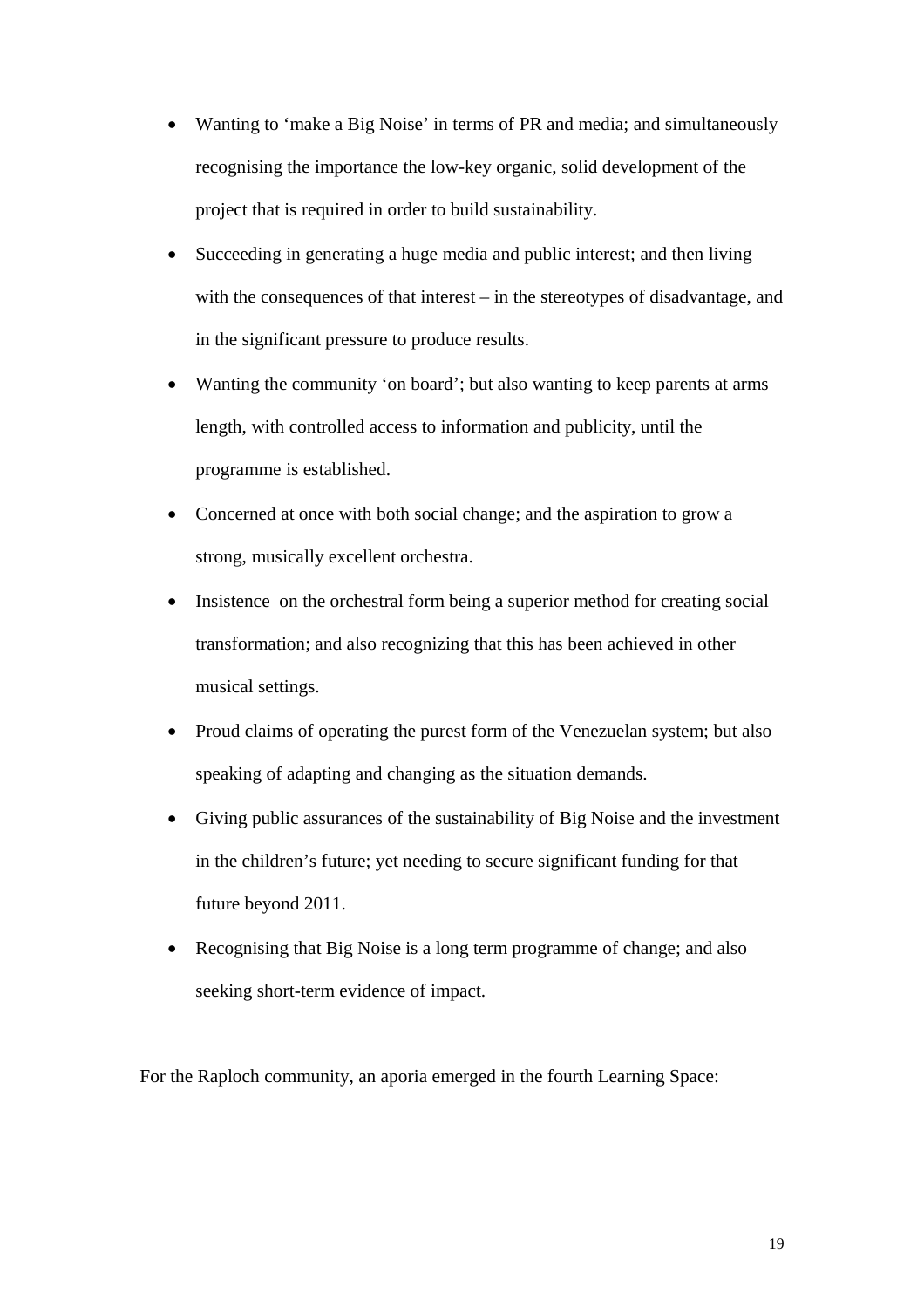- Wanting to 'make a Big Noise' in terms of PR and media; and simultaneously recognising the importance the low-key organic, solid development of the project that is required in order to build sustainability.
- Succeeding in generating a huge media and public interest; and then living with the consequences of that interest – in the stereotypes of disadvantage, and in the significant pressure to produce results.
- Wanting the community 'on board'; but also wanting to keep parents at arms length, with controlled access to information and publicity, until the programme is established.
- Concerned at once with both social change; and the aspiration to grow a strong, musically excellent orchestra.
- Insistence on the orchestral form being a superior method for creating social transformation; and also recognizing that this has been achieved in other musical settings.
- Proud claims of operating the purest form of the Venezuelan system; but also speaking of adapting and changing as the situation demands.
- Giving public assurances of the sustainability of Big Noise and the investment in the children's future; yet needing to secure significant funding for that future beyond 2011.
- Recognising that Big Noise is a long term programme of change; and also seeking short-term evidence of impact.

For the Raploch community, an aporia emerged in the fourth Learning Space: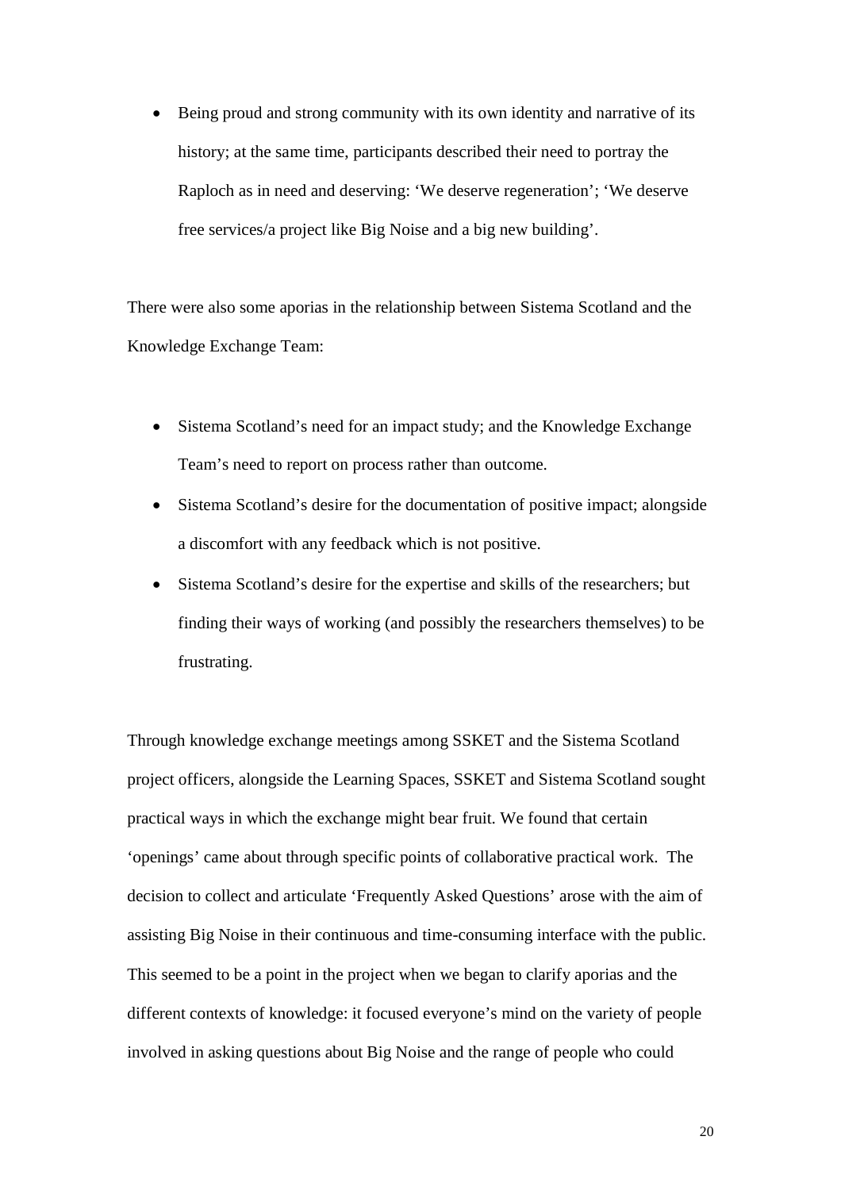- Being proud and strong community with its own identity and narrative of its history; at the same time, participants described their need to portray the Raploch as in need and deserving: 'We deserve regeneration'; 'We deserve free services/a project like Big Noise and a big new building'.

There were also some aporias in the relationship between Sistema Scotland and the Knowledge Exchange Team:

- Sistema Scotland's need for an impact study; and the Knowledge Exchange Team's need to report on process rather than outcome.
- Sistema Scotland's desire for the documentation of positive impact; alongside a discomfort with any feedback which is not positive.
- Sistema Scotland's desire for the expertise and skills of the researchers; but finding their ways of working (and possibly the researchers themselves) to be frustrating.

Through knowledge exchange meetings among SSKET and the Sistema Scotland project officers, alongside the Learning Spaces, SSKET and Sistema Scotland sought practical ways in which the exchange might bear fruit. We found that certain 'openings' came about through specific points of collaborative practical work. The decision to collect and articulate 'Frequently Asked Questions' arose with the aim of assisting Big Noise in their continuous and time-consuming interface with the public. This seemed to be a point in the project when we began to clarify aporias and the different contexts of knowledge: it focused everyone's mind on the variety of people involved in asking questions about Big Noise and the range of people who could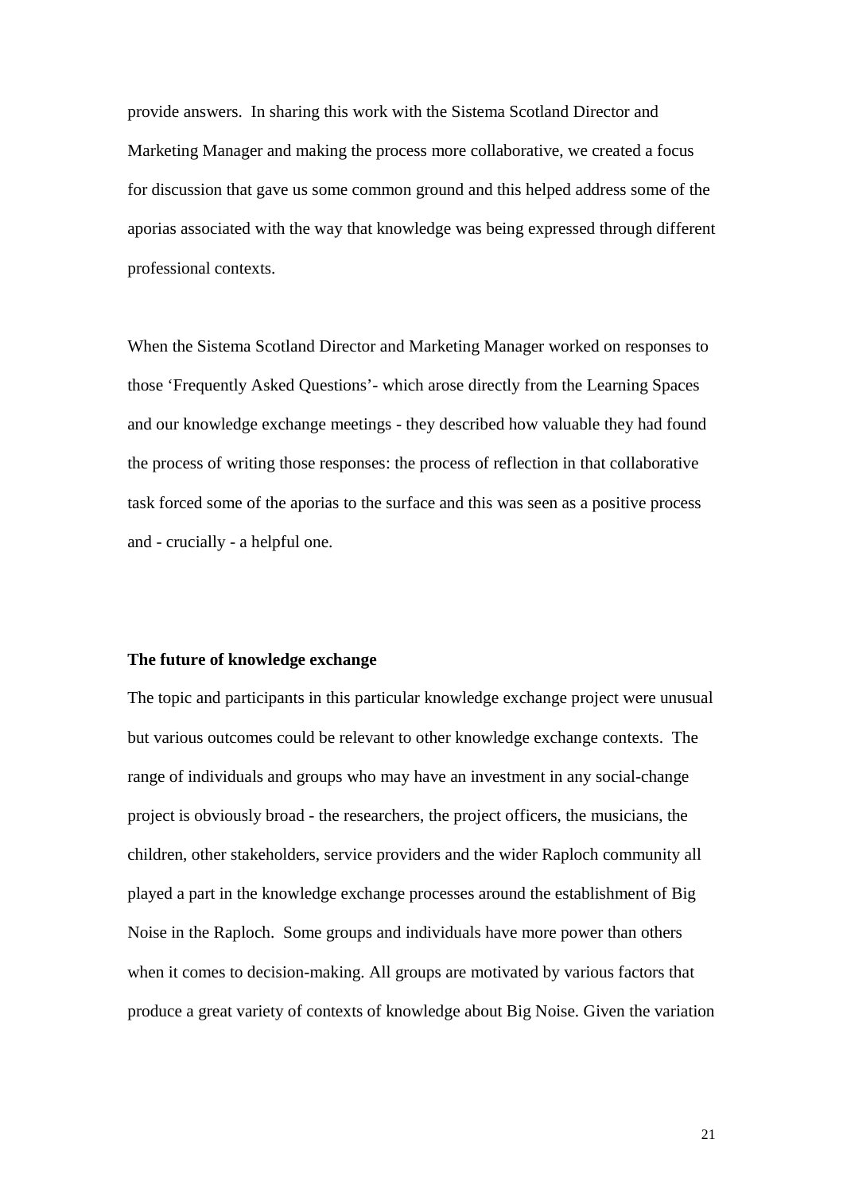provide answers. In sharing this work with the Sistema Scotland Director and Marketing Manager and making the process more collaborative, we created a focus for discussion that gave us some common ground and this helped address some of the aporias associated with the way that knowledge was being expressed through different professional contexts.

When the Sistema Scotland Director and Marketing Manager worked on responses to those 'Frequently Asked Questions'- which arose directly from the Learning Spaces and our knowledge exchange meetings - they described how valuable they had found the process of writing those responses: the process of reflection in that collaborative task forced some of the aporias to the surface and this was seen as a positive process and - crucially - a helpful one.

**The future of knowledge exchange**

The topic and participants in this particular knowledge exchange project were unusual but various outcomes could be relevant to other knowledge exchange contexts. The range of individuals and groups who may have an investment in any social-change project is obviously broad - the researchers, the project officers, the musicians, the children, other stakeholders, service providers and the wider Raploch community all played a part in the knowledge exchange processes around the establishment of Big Noise in the Raploch. Some groups and individuals have more power than others when it comes to decision-making. All groups are motivated by various factors that produce a great variety of contexts of knowledge about Big Noise. Given the variation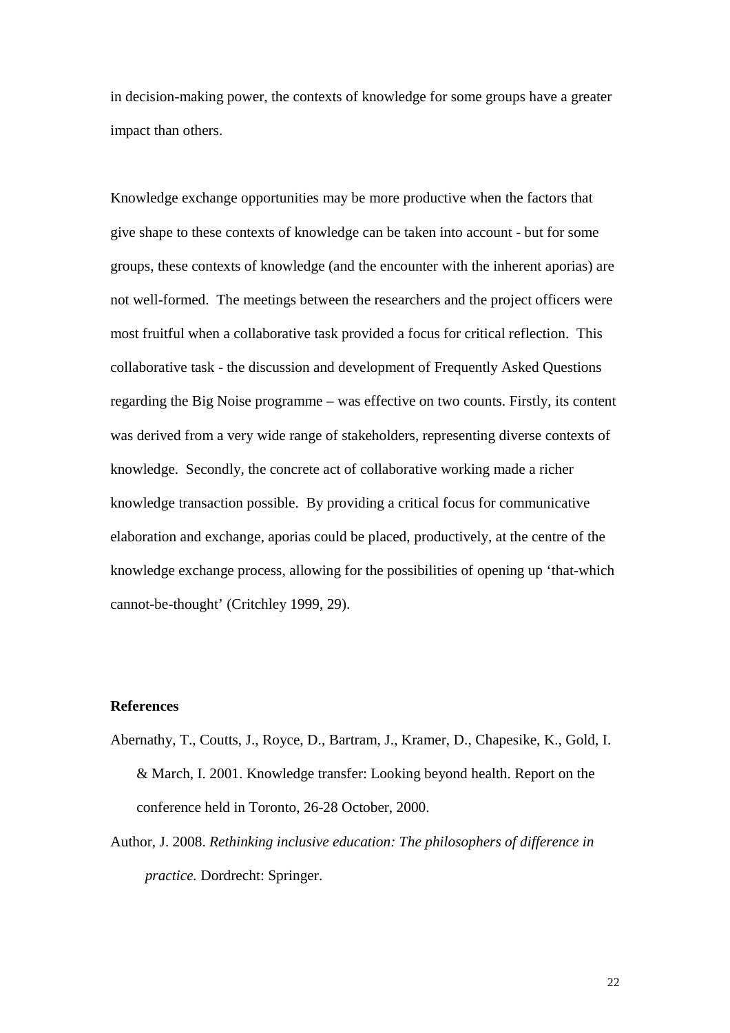in decision-making power, the contexts of knowledge for some groups have a greater impact than others.

Knowledge exchange opportunities may be more productive when the factors that give shape to these contexts of knowledge can be taken into account - but for some groups, these contexts of knowledge (and the encounter with the inherent aporias) are not well-formed. The meetings between the researchers and the project officers were most fruitful when a collaborative task provided a focus for critical reflection. This collaborative task - the discussion and development of Frequently Asked Questions regarding the Big Noise programme – was effective on two counts. Firstly, its content was derived from a very wide range of stakeholders, representing diverse contexts of knowledge. Secondly, the concrete act of collaborative working made a richer knowledge transaction possible. By providing a critical focus for communicative elaboration and exchange, aporias could be placed, productively, at the centre of the knowledge exchange process, allowing for the possibilities of opening up 'that-which cannot-be-thought' (Critchley 1999, 29).

## References

Abernathy, T., Coutts, J., Royce, D., Bartram, J., Kramer, D., Chapesike, K., Gold, I. & March, I. 2001. Knowledge transfer: Looking beyond health. Report on the conference held in Toronto, 26-28 October, 2000.

Author, J. 2008. *Rethinking inclusive education: The philosophers of difference in practice.* Dordrecht: Springer.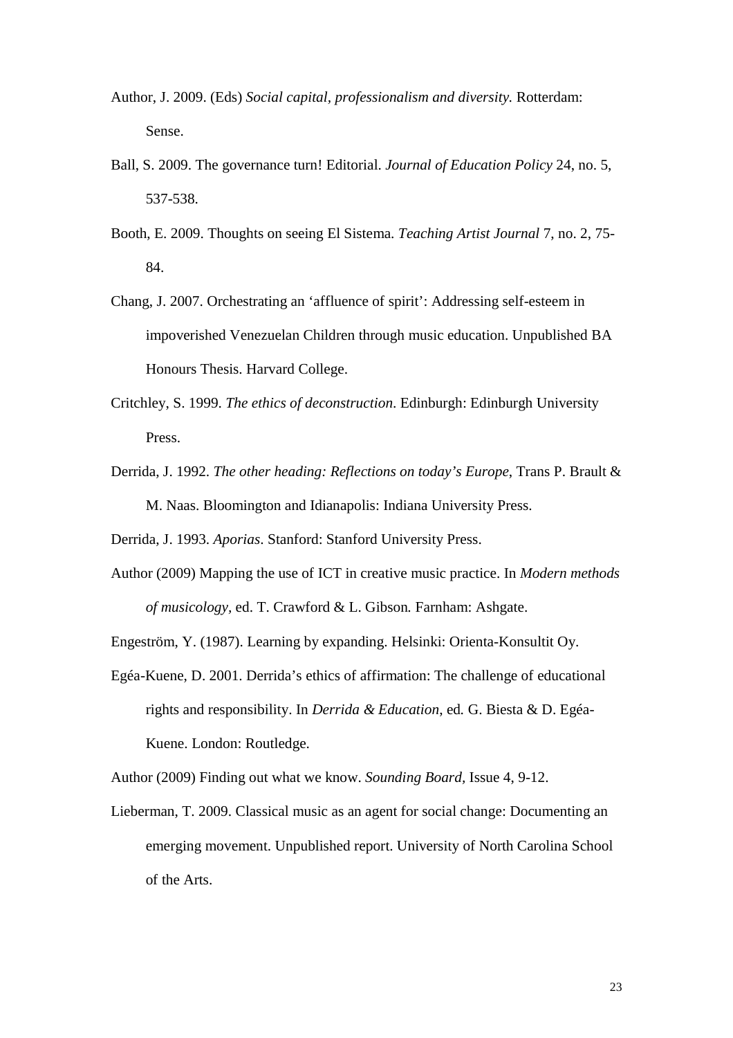Author, J. 2009. (Eds) *Social capital, professionalism and diversity.* Rotterdam: Sense.

Ball, S. 2009. The governance turn! Editorial. *Journal of Education Policy* 24, no. 5, 537-538.

Booth, E. 2009. Thoughts on seeing El Sistema. *Teaching Artist Journal* 7, no. 2, 75-84.

Chang, J. 2007. Orchestrating an 'affluence of spirit': Addressing self-esteem in impoverished Venezuelan Children through music education. Unpublished BA Honours Thesis. Harvard College.

Critchley, S. 1999. *The ethics of deconstruction*. Edinburgh: Edinburgh University Press.

Derrida, J. 1992. *The other heading: Reflections on today's Europe*, Trans P. Brault & M. Naas. Bloomington and Idianapolis: Indiana University Press.

Derrida, J. 1993. *Aporias*. Stanford: Stanford University Press.

Author (2009) Mapping the use of ICT in creative music practice. In *Modern methods of musicology*, ed. T. Crawford & L. Gibson. Farnham: Ashgate.

Engeström, Y. (1987). Learning by expanding. Helsinki: Orienta-Konsultit Oy.

Egéa-Kuene, D. 2001. Derrida's ethics of affirmation: The challenge of educational rights and responsibility. In *Derrida & Education*, ed. G. Biesta & D. Egéa-Kuene. London: Routledge.

Author (2009) Finding out what we know. *Sounding Board*, Issue 4, 9-12.

Lieberman, T. 2009. Classical music as an agent for social change: Documenting an emerging movement. Unpublished report. University of North Carolina School of the Arts.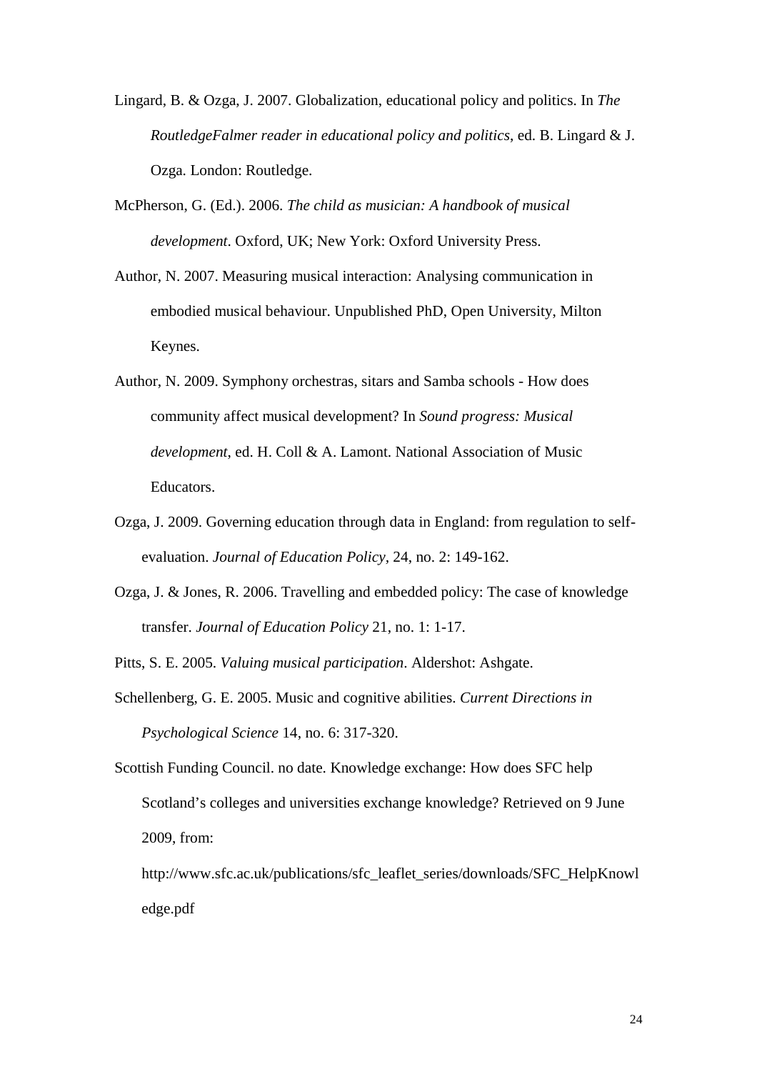Lingard, B. & Ozga, J. 2007. Globalization, educational policy and politics. In *The RoutledgeFalmer reader in educational policy and politics*, ed. B. Lingard & J. Ozga. London: Routledge.

McPherson, G. (Ed.). 2006. *The child as musician: A handbook of musical development*. Oxford, UK; New York: Oxford University Press.

Author, N. 2007. Measuring musical interaction: Analysing communication in embodied musical behaviour. Unpublished PhD, Open University, Milton Keynes.

Author, N. 2009. Symphony orchestras, sitars and Samba schools - How does community affect musical development? In *Sound progress: Musical development*, ed. H. Coll & A. Lamont. National Association of Music Educators.

Ozga, J. 2009. Governing education through data in England: from regulation to self-evaluation. *Journal of Education Policy*, 24, no. 2: 149-162.

Ozga, J. & Jones, R. 2006. Travelling and embedded policy: The case of knowledge transfer. *Journal of Education Policy* 21, no. 1: 1-17.

Pitts, S. E. 2005. *Valuing musical participation*. Aldershot: Ashgate.

Schellenberg, G. E. 2005. Music and cognitive abilities. *Current Directions in Psychological Science* 14, no. 6: 317-320.

Scottish Funding Council. no date. Knowledge exchange: How does SFC help Scotland's colleges and universities exchange knowledge? Retrieved on 9 June 2009, from: http://www.sfc.ac.uk/publications/sfc_leaflet_series/downloads/SFC_HelpKnowledge.pdf